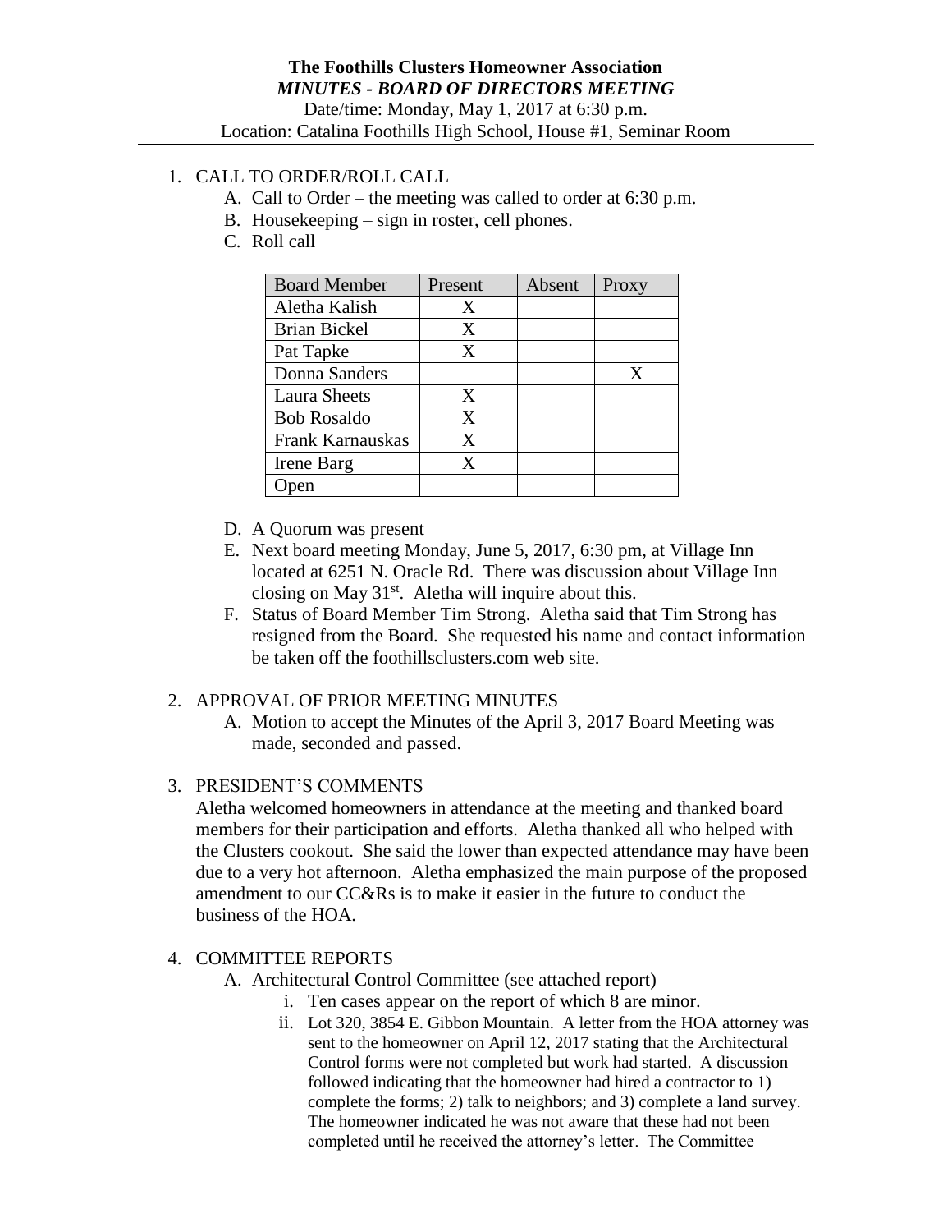# The Foothills Clusters Homeowner Association

***MINUTES - BOARD OF DIRECTORS MEETING***

Date/time: Monday, May 1, 2017 at 6:30 p.m.

Location: Catalina Foothills High School, House #1, Seminar Room

1. CALL TO ORDER/ROLL CALL
   A. Call to Order – the meeting was called to order at 6:30 p.m.
   B. Housekeeping – sign in roster, cell phones.
   C. Roll call

| Board Member | Present | Absent | Proxy |
|---|---|---|---|
| Aletha Kalish | X | | |
| Brian Bickel | X | | |
| Pat Tapke | X | | |
| Donna Sanders | | | X |
| Laura Sheets | X | | |
| Bob Rosaldo | X | | |
| Frank Karnauskas | X | | |
| Irene Barg | X | | |
| Open | | | |

   D. A Quorum was present
   E. Next board meeting Monday, June 5, 2017, 6:30 pm, at Village Inn located at 6251 N. Oracle Rd. There was discussion about Village Inn closing on May 31st. Aletha will inquire about this.
   F. Status of Board Member Tim Strong. Aletha said that Tim Strong has resigned from the Board. She requested his name and contact information be taken off the foothillsclusters.com web site.

2. APPROVAL OF PRIOR MEETING MINUTES
   A. Motion to accept the Minutes of the April 3, 2017 Board Meeting was made, seconded and passed.

3. PRESIDENT'S COMMENTS

   Aletha welcomed homeowners in attendance at the meeting and thanked board members for their participation and efforts. Aletha thanked all who helped with the Clusters cookout. She said the lower than expected attendance may have been due to a very hot afternoon. Aletha emphasized the main purpose of the proposed amendment to our CC&Rs is to make it easier in the future to conduct the business of the HOA.

4. COMMITTEE REPORTS
   A. Architectural Control Committee (see attached report)
      i. Ten cases appear on the report of which 8 are minor.
      ii. Lot 320, 3854 E. Gibbon Mountain. A letter from the HOA attorney was sent to the homeowner on April 12, 2017 stating that the Architectural Control forms were not completed but work had started. A discussion followed indicating that the homeowner had hired a contractor to 1) complete the forms; 2) talk to neighbors; and 3) complete a land survey. The homeowner indicated he was not aware that these had not been completed until he received the attorney's letter. The Committee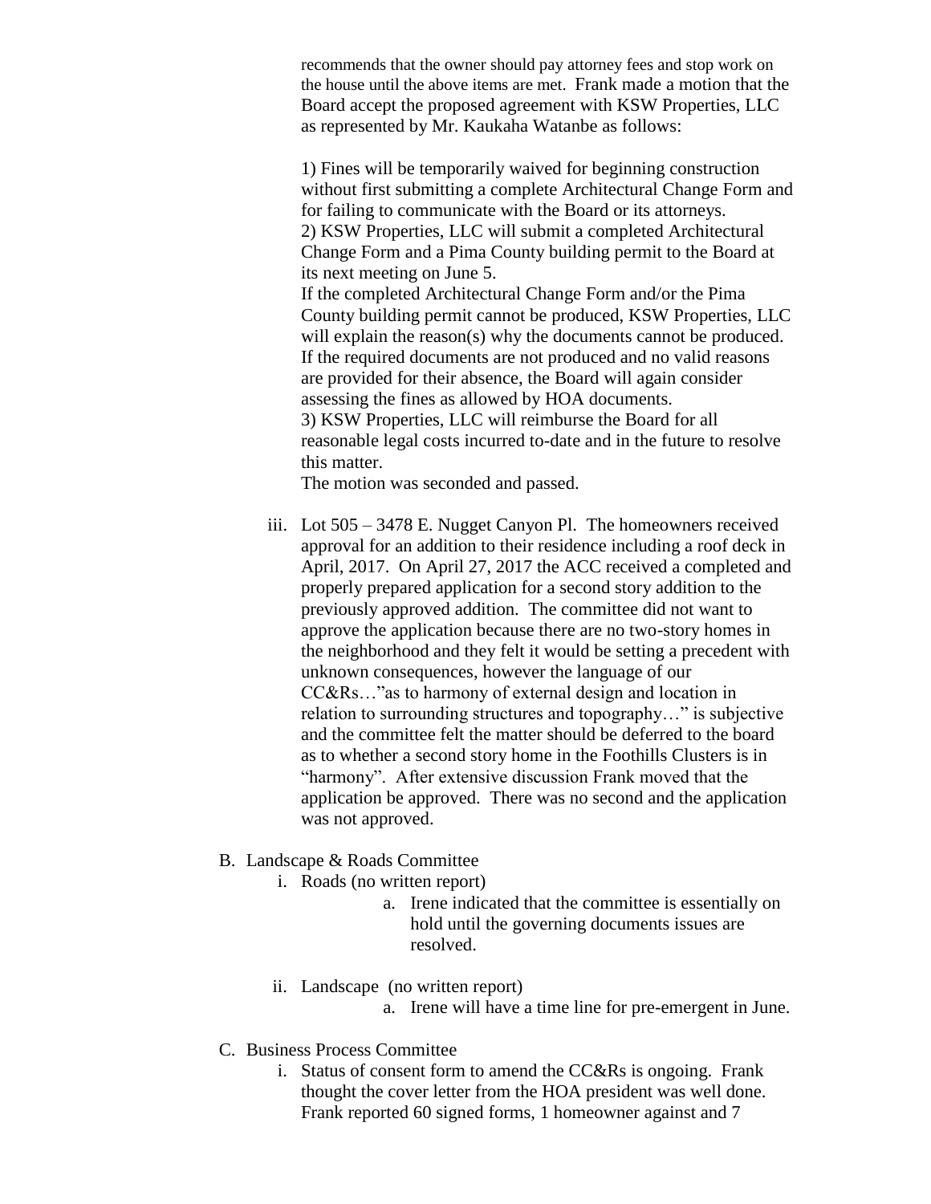recommends that the owner should pay attorney fees and stop work on the house until the above items are met. Frank made a motion that the Board accept the proposed agreement with KSW Properties, LLC as represented by Mr. Kaukaha Watanbe as follows:

1) Fines will be temporarily waived for beginning construction without first submitting a complete Architectural Change Form and for failing to communicate with the Board or its attorneys.
2) KSW Properties, LLC will submit a completed Architectural Change Form and a Pima County building permit to the Board at its next meeting on June 5.
If the completed Architectural Change Form and/or the Pima County building permit cannot be produced, KSW Properties, LLC will explain the reason(s) why the documents cannot be produced. If the required documents are not produced and no valid reasons are provided for their absence, the Board will again consider assessing the fines as allowed by HOA documents.
3) KSW Properties, LLC will reimburse the Board for all reasonable legal costs incurred to-date and in the future to resolve this matter.
The motion was seconded and passed.

iii. Lot 505 – 3478 E. Nugget Canyon Pl. The homeowners received approval for an addition to their residence including a roof deck in April, 2017. On April 27, 2017 the ACC received a completed and properly prepared application for a second story addition to the previously approved addition. The committee did not want to approve the application because there are no two-story homes in the neighborhood and they felt it would be setting a precedent with unknown consequences, however the language of our CC&Rs…"as to harmony of external design and location in relation to surrounding structures and topography…" is subjective and the committee felt the matter should be deferred to the board as to whether a second story home in the Foothills Clusters is in "harmony". After extensive discussion Frank moved that the application be approved. There was no second and the application was not approved.

B. Landscape & Roads Committee
   i. Roads (no written report)
      a. Irene indicated that the committee is essentially on hold until the governing documents issues are resolved.

   ii. Landscape (no written report)
      a. Irene will have a time line for pre-emergent in June.

C. Business Process Committee
   i. Status of consent form to amend the CC&Rs is ongoing. Frank thought the cover letter from the HOA president was well done. Frank reported 60 signed forms, 1 homeowner against and 7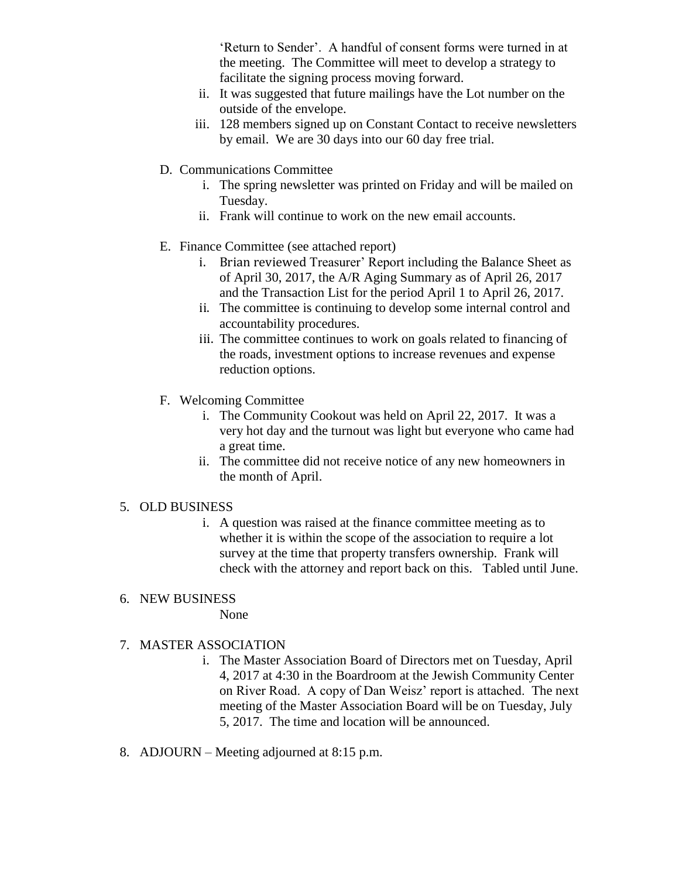'Return to Sender'. A handful of consent forms were turned in at the meeting. The Committee will meet to develop a strategy to facilitate the signing process moving forward.

ii. It was suggested that future mailings have the Lot number on the outside of the envelope.

iii. 128 members signed up on Constant Contact to receive newsletters by email. We are 30 days into our 60 day free trial.

D. Communications Committee

i. The spring newsletter was printed on Friday and will be mailed on Tuesday.

ii. Frank will continue to work on the new email accounts.

E. Finance Committee (see attached report)

i. Brian reviewed Treasurer' Report including the Balance Sheet as of April 30, 2017, the A/R Aging Summary as of April 26, 2017 and the Transaction List for the period April 1 to April 26, 2017.

ii. The committee is continuing to develop some internal control and accountability procedures.

iii. The committee continues to work on goals related to financing of the roads, investment options to increase revenues and expense reduction options.

F. Welcoming Committee

i. The Community Cookout was held on April 22, 2017. It was a very hot day and the turnout was light but everyone who came had a great time.

ii. The committee did not receive notice of any new homeowners in the month of April.

5. OLD BUSINESS

i. A question was raised at the finance committee meeting as to whether it is within the scope of the association to require a lot survey at the time that property transfers ownership. Frank will check with the attorney and report back on this. Tabled until June.

6. NEW BUSINESS

None

7. MASTER ASSOCIATION

i. The Master Association Board of Directors met on Tuesday, April 4, 2017 at 4:30 in the Boardroom at the Jewish Community Center on River Road. A copy of Dan Weisz' report is attached. The next meeting of the Master Association Board will be on Tuesday, July 5, 2017. The time and location will be announced.

8. ADJOURN – Meeting adjourned at 8:15 p.m.